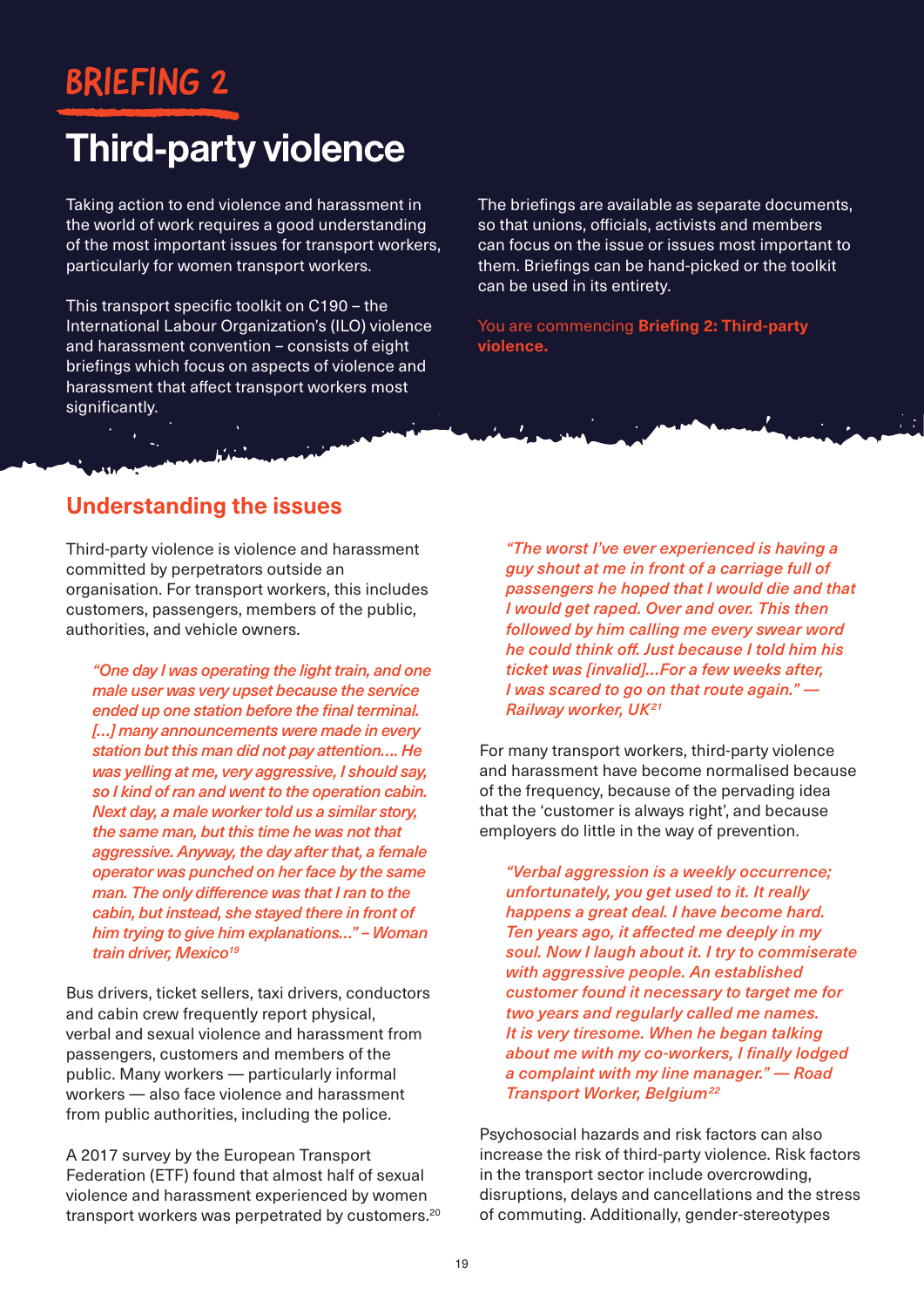# BRIEFING 2

# Third-party violence

Taking action to end violence and harassment in the world of work requires a good understanding of the most important issues for transport workers, particularly for women transport workers.

This transport specific toolkit on C190 – the International Labour Organization's (ILO) violence and harassment convention – consists of eight briefings which focus on aspects of violence and harassment that affect transport workers most significantly.

The briefings are available as separate documents, so that unions, officials, activists and members can focus on the issue or issues most important to them. Briefings can be hand-picked or the toolkit can be used in its entirety.

You are commencing **Briefing 2: Third-party violence.**

## Understanding the issues

Third-party violence is violence and harassment committed by perpetrators outside an organisation. For transport workers, this includes customers, passengers, members of the public, authorities, and vehicle owners.

> *"One day I was operating the light train, and one male user was very upset because the service ended up one station before the final terminal. [...] many announcements were made in every station but this man did not pay attention.... He was yelling at me, very aggressive, I should say, so I kind of ran and went to the operation cabin. Next day, a male worker told us a similar story, the same man, but this time he was not that aggressive. Anyway, the day after that, a female operator was punched on her face by the same man. The only difference was that I ran to the cabin, but instead, she stayed there in front of him trying to give him explanations..." – Woman train driver, Mexico*[19]

Bus drivers, ticket sellers, taxi drivers, conductors and cabin crew frequently report physical, verbal and sexual violence and harassment from passengers, customers and members of the public. Many workers — particularly informal workers — also face violence and harassment from public authorities, including the police.

A 2017 survey by the European Transport Federation (ETF) found that almost half of sexual violence and harassment experienced by women transport workers was perpetrated by customers.[20]

> *"The worst I've ever experienced is having a guy shout at me in front of a carriage full of passengers he hoped that I would die and that I would get raped. Over and over. This then followed by him calling me every swear word he could think off. Just because I told him his ticket was [invalid]...For a few weeks after, I was scared to go on that route again." — Railway worker, UK*[21]

For many transport workers, third-party violence and harassment have become normalised because of the frequency, because of the pervading idea that the 'customer is always right', and because employers do little in the way of prevention.

> *"Verbal aggression is a weekly occurrence; unfortunately, you get used to it. It really happens a great deal. I have become hard. Ten years ago, it affected me deeply in my soul. Now I laugh about it. I try to commiserate with aggressive people. An established customer found it necessary to target me for two years and regularly called me names. It is very tiresome. When he began talking about me with my co-workers, I finally lodged a complaint with my line manager." — Road Transport Worker, Belgium*[22]

Psychosocial hazards and risk factors can also increase the risk of third-party violence. Risk factors in the transport sector include overcrowding, disruptions, delays and cancellations and the stress of commuting. Additionally, gender-stereotypes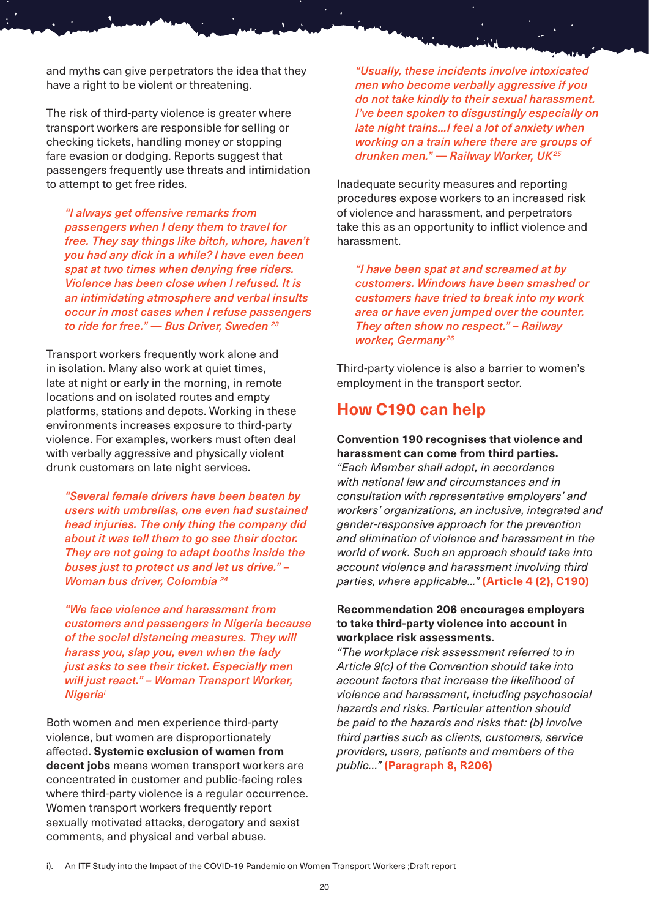and myths can give perpetrators the idea that they have a right to be violent or threatening.

The risk of third-party violence is greater where transport workers are responsible for selling or checking tickets, handling money or stopping fare evasion or dodging. Reports suggest that passengers frequently use threats and intimidation to attempt to get free rides.

> *"I always get offensive remarks from passengers when I deny them to travel for free. They say things like bitch, whore, haven't you had any dick in a while? I have even been spat at two times when denying free riders. Violence has been close when I refused. It is an intimidating atmosphere and verbal insults occur in most cases when I refuse passengers to ride for free." — Bus Driver, Sweden* [23]

Transport workers frequently work alone and in isolation. Many also work at quiet times, late at night or early in the morning, in remote locations and on isolated routes and empty platforms, stations and depots. Working in these environments increases exposure to third-party violence. For examples, workers must often deal with verbally aggressive and physically violent drunk customers on late night services.

> *"Several female drivers have been beaten by users with umbrellas, one even had sustained head injuries. The only thing the company did about it was tell them to go see their doctor. They are not going to adapt booths inside the buses just to protect us and let us drive." – Woman bus driver, Colombia* [24]

> *"We face violence and harassment from customers and passengers in Nigeria because of the social distancing measures. They will harass you, slap you, even when the lady just asks to see their ticket. Especially men will just react." – Woman Transport Worker, Nigeria*[i]

Both women and men experience third-party violence, but women are disproportionately affected. **Systemic exclusion of women from decent jobs** means women transport workers are concentrated in customer and public-facing roles where third-party violence is a regular occurrence. Women transport workers frequently report sexually motivated attacks, derogatory and sexist comments, and physical and verbal abuse.

> *"Usually, these incidents involve intoxicated men who become verbally aggressive if you do not take kindly to their sexual harassment. I've been spoken to disgustingly especially on late night trains...I feel a lot of anxiety when working on a train where there are groups of drunken men." — Railway Worker, UK*[25]

Inadequate security measures and reporting procedures expose workers to an increased risk of violence and harassment, and perpetrators take this as an opportunity to inflict violence and harassment.

> *"I have been spat at and screamed at by customers. Windows have been smashed or customers have tried to break into my work area or have even jumped over the counter. They often show no respect." – Railway worker, Germany*[26]

Third-party violence is also a barrier to women's employment in the transport sector.

## How C190 can help

**Convention 190 recognises that violence and harassment can come from third parties.**
*"Each Member shall adopt, in accordance with national law and circumstances and in consultation with representative employers' and workers' organizations, an inclusive, integrated and gender-responsive approach for the prevention and elimination of violence and harassment in the world of work. Such an approach should take into account violence and harassment involving third parties, where applicable..."* **(Article 4 (2), C190)**

**Recommendation 206 encourages employers to take third-party violence into account in workplace risk assessments.**
*"The workplace risk assessment referred to in Article 9(c) of the Convention should take into account factors that increase the likelihood of violence and harassment, including psychosocial hazards and risks. Particular attention should be paid to the hazards and risks that: (b) involve third parties such as clients, customers, service providers, users, patients and members of the public..."* **(Paragraph 8, R206)**

i). An ITF Study into the Impact of the COVID-19 Pandemic on Women Transport Workers ;Draft report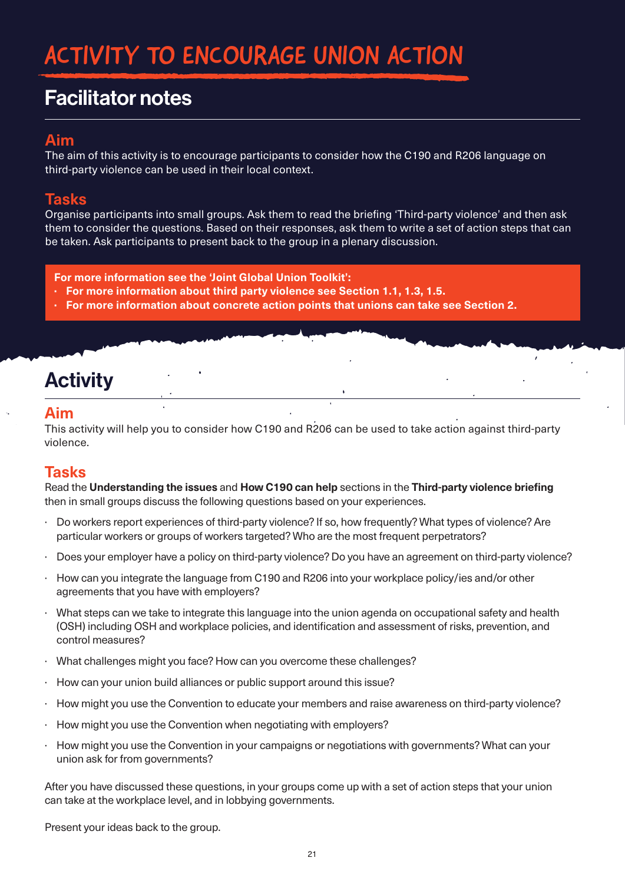# ACTIVITY TO ENCOURAGE UNION ACTION

## Facilitator notes

### Aim

The aim of this activity is to encourage participants to consider how the C190 and R206 language on third-party violence can be used in their local context.

### Tasks

Organise participants into small groups. Ask them to read the briefing 'Third-party violence' and then ask them to consider the questions. Based on their responses, ask them to write a set of action steps that can be taken. Ask participants to present back to the group in a plenary discussion.

**For more information see the 'Joint Global Union Toolkit':**

- **For more information about third party violence see Section 1.1, 1.3, 1.5.**
- **For more information about concrete action points that unions can take see Section 2.**

## Activity

### Aim

This activity will help you to consider how C190 and R206 can be used to take action against third-party violence.

### Tasks

Read the **Understanding the issues** and **How C190 can help** sections in the **Third-party violence briefing** then in small groups discuss the following questions based on your experiences.

- Do workers report experiences of third-party violence? If so, how frequently? What types of violence? Are particular workers or groups of workers targeted? Who are the most frequent perpetrators?
- Does your employer have a policy on third-party violence? Do you have an agreement on third-party violence?
- How can you integrate the language from C190 and R206 into your workplace policy/ies and/or other agreements that you have with employers?
- What steps can we take to integrate this language into the union agenda on occupational safety and health (OSH) including OSH and workplace policies, and identification and assessment of risks, prevention, and control measures?
- What challenges might you face? How can you overcome these challenges?
- How can your union build alliances or public support around this issue?
- How might you use the Convention to educate your members and raise awareness on third-party violence?
- How might you use the Convention when negotiating with employers?
- How might you use the Convention in your campaigns or negotiations with governments? What can your union ask for from governments?

After you have discussed these questions, in your groups come up with a set of action steps that your union can take at the workplace level, and in lobbying governments.

Present your ideas back to the group.